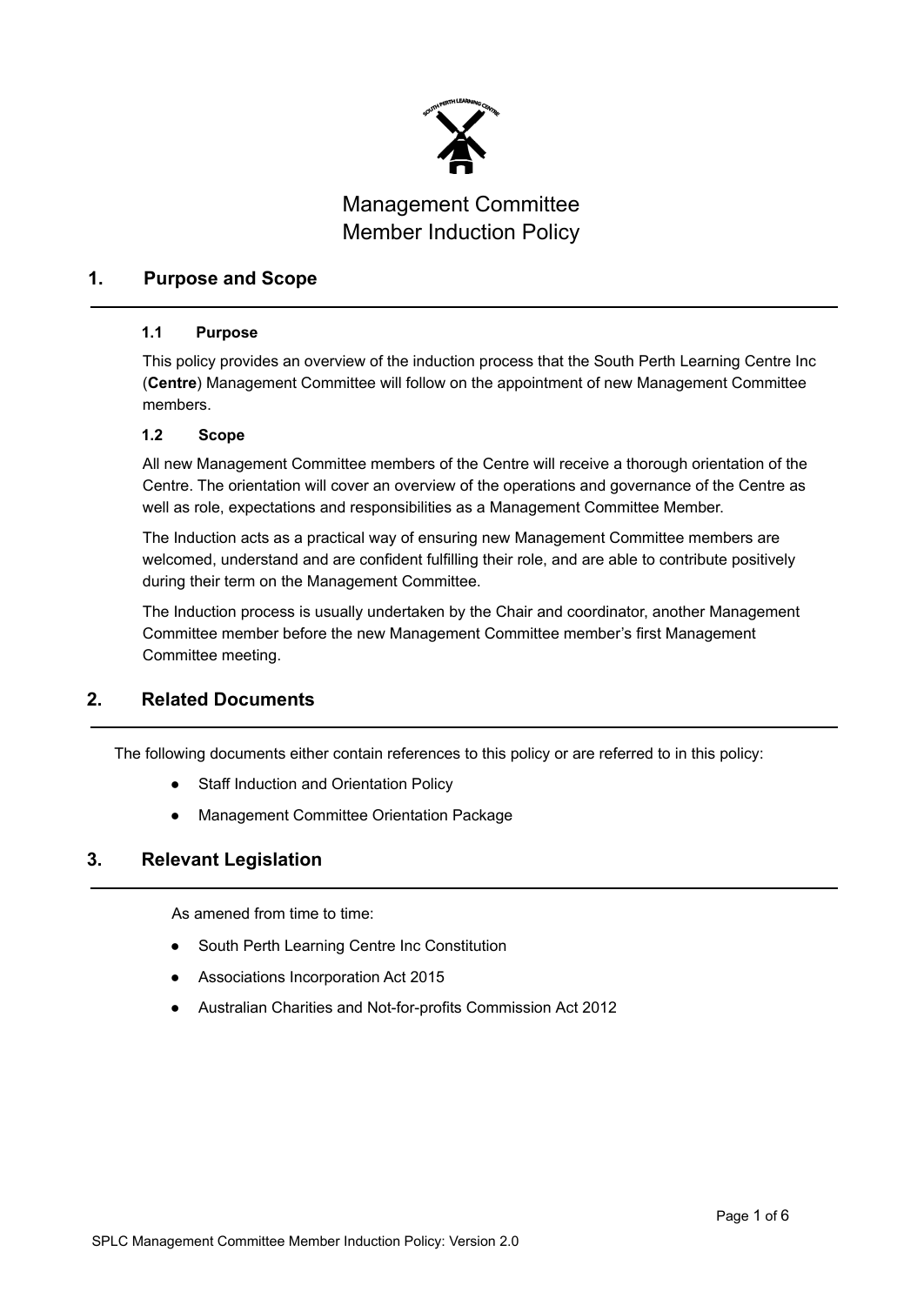# Management Committee Member Induction Policy

## 1. Purpose and Scope

### 1.1 Purpose

This policy provides an overview of the induction process that the South Perth Learning Centre Inc (**Centre**) Management Committee will follow on the appointment of new Management Committee members.

### 1.2 Scope

All new Management Committee members of the Centre will receive a thorough orientation of the Centre. The orientation will cover an overview of the operations and governance of the Centre as well as role, expectations and responsibilities as a Management Committee Member.

The Induction acts as a practical way of ensuring new Management Committee members are welcomed, understand and are confident fulfilling their role, and are able to contribute positively during their term on the Management Committee.

The Induction process is usually undertaken by the Chair and coordinator, another Management Committee member before the new Management Committee member's first Management Committee meeting.

## 2. Related Documents

The following documents either contain references to this policy or are referred to in this policy:

- Staff Induction and Orientation Policy
- Management Committee Orientation Package

## 3. Relevant Legislation

As amened from time to time:

- South Perth Learning Centre Inc Constitution
- Associations Incorporation Act 2015
- Australian Charities and Not-for-profits Commission Act 2012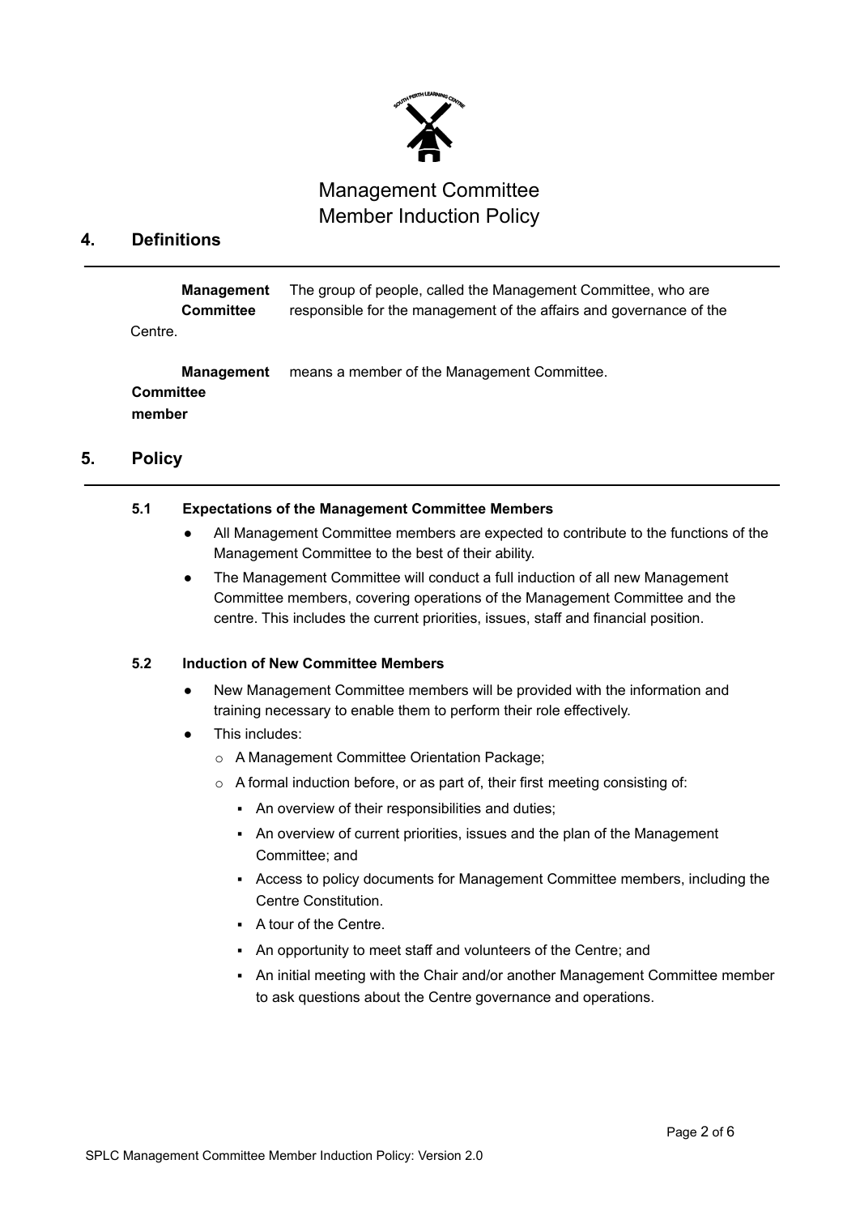Management Committee
Member Induction Policy

## 4. Definitions

**Management Committee** The group of people, called the Management Committee, who are responsible for the management of the affairs and governance of the Centre.

**Management Committee member** means a member of the Management Committee.

## 5. Policy

### 5.1 Expectations of the Management Committee Members

- All Management Committee members are expected to contribute to the functions of the Management Committee to the best of their ability.
- The Management Committee will conduct a full induction of all new Management Committee members, covering operations of the Management Committee and the centre. This includes the current priorities, issues, staff and financial position.

### 5.2 Induction of New Committee Members

- New Management Committee members will be provided with the information and training necessary to enable them to perform their role effectively.
- This includes:
  - A Management Committee Orientation Package;
  - A formal induction before, or as part of, their first meeting consisting of:
    - An overview of their responsibilities and duties;
    - An overview of current priorities, issues and the plan of the Management Committee; and
    - Access to policy documents for Management Committee members, including the Centre Constitution.
    - A tour of the Centre.
    - An opportunity to meet staff and volunteers of the Centre; and
    - An initial meeting with the Chair and/or another Management Committee member to ask questions about the Centre governance and operations.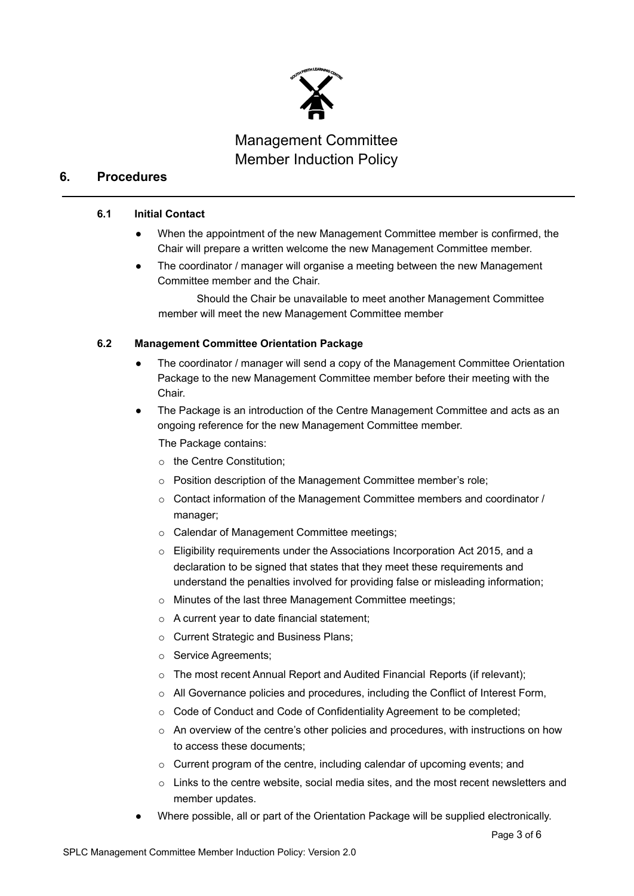# Management Committee Member Induction Policy

## 6. Procedures

### 6.1 Initial Contact

- When the appointment of the new Management Committee member is confirmed, the Chair will prepare a written welcome the new Management Committee member.
- The coordinator / manager will organise a meeting between the new Management Committee member and the Chair.

  Should the Chair be unavailable to meet another Management Committee member will meet the new Management Committee member

### 6.2 Management Committee Orientation Package

- The coordinator / manager will send a copy of the Management Committee Orientation Package to the new Management Committee member before their meeting with the Chair.
- The Package is an introduction of the Centre Management Committee and acts as an ongoing reference for the new Management Committee member.

  The Package contains:

  - the Centre Constitution;
  - Position description of the Management Committee member's role;
  - Contact information of the Management Committee members and coordinator / manager;
  - Calendar of Management Committee meetings;
  - Eligibility requirements under the Associations Incorporation Act 2015, and a declaration to be signed that states that they meet these requirements and understand the penalties involved for providing false or misleading information;
  - Minutes of the last three Management Committee meetings;
  - A current year to date financial statement;
  - Current Strategic and Business Plans;
  - Service Agreements;
  - The most recent Annual Report and Audited Financial Reports (if relevant);
  - All Governance policies and procedures, including the Conflict of Interest Form,
  - Code of Conduct and Code of Confidentiality Agreement to be completed;
  - An overview of the centre's other policies and procedures, with instructions on how to access these documents;
  - Current program of the centre, including calendar of upcoming events; and
  - Links to the centre website, social media sites, and the most recent newsletters and member updates.
- Where possible, all or part of the Orientation Package will be supplied electronically.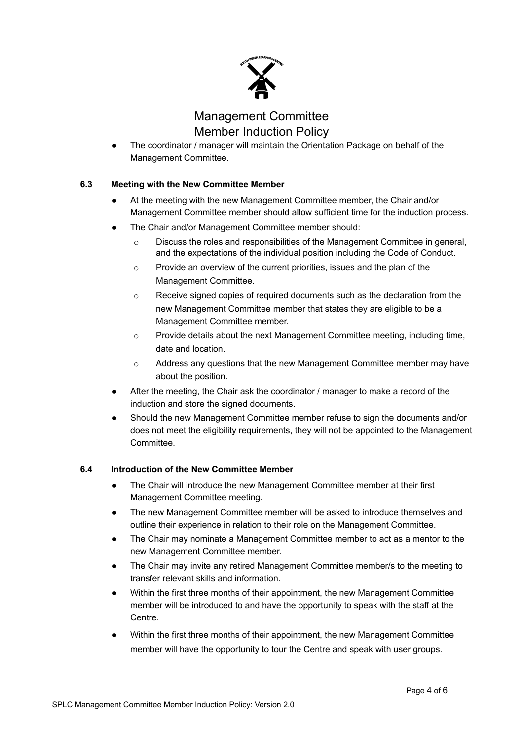- The coordinator / manager will maintain the Orientation Package on behalf of the Management Committee.

### 6.3 Meeting with the New Committee Member

- At the meeting with the new Management Committee member, the Chair and/or Management Committee member should allow sufficient time for the induction process.
- The Chair and/or Management Committee member should:
  - Discuss the roles and responsibilities of the Management Committee in general, and the expectations of the individual position including the Code of Conduct.
  - Provide an overview of the current priorities, issues and the plan of the Management Committee.
  - Receive signed copies of required documents such as the declaration from the new Management Committee member that states they are eligible to be a Management Committee member.
  - Provide details about the next Management Committee meeting, including time, date and location.
  - Address any questions that the new Management Committee member may have about the position.
- After the meeting, the Chair ask the coordinator / manager to make a record of the induction and store the signed documents.
- Should the new Management Committee member refuse to sign the documents and/or does not meet the eligibility requirements, they will not be appointed to the Management Committee.

### 6.4 Introduction of the New Committee Member

- The Chair will introduce the new Management Committee member at their first Management Committee meeting.
- The new Management Committee member will be asked to introduce themselves and outline their experience in relation to their role on the Management Committee.
- The Chair may nominate a Management Committee member to act as a mentor to the new Management Committee member.
- The Chair may invite any retired Management Committee member/s to the meeting to transfer relevant skills and information.
- Within the first three months of their appointment, the new Management Committee member will be introduced to and have the opportunity to speak with the staff at the Centre.
- Within the first three months of their appointment, the new Management Committee member will have the opportunity to tour the Centre and speak with user groups.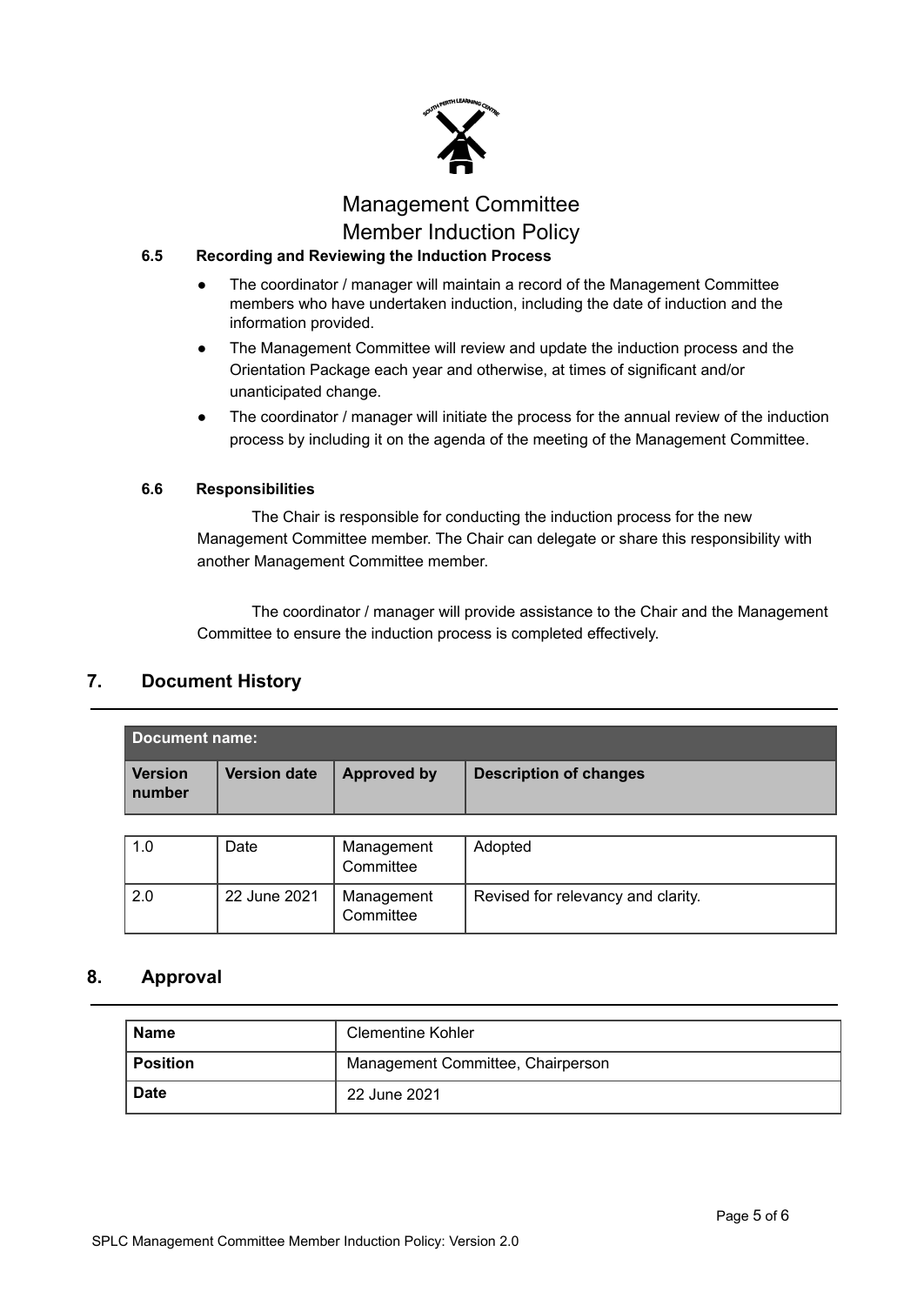# Management Committee Member Induction Policy

### 6.5 Recording and Reviewing the Induction Process

- The coordinator / manager will maintain a record of the Management Committee members who have undertaken induction, including the date of induction and the information provided.
- The Management Committee will review and update the induction process and the Orientation Package each year and otherwise, at times of significant and/or unanticipated change.
- The coordinator / manager will initiate the process for the annual review of the induction process by including it on the agenda of the meeting of the Management Committee.

### 6.6 Responsibilities

The Chair is responsible for conducting the induction process for the new Management Committee member. The Chair can delegate or share this responsibility with another Management Committee member.

The coordinator / manager will provide assistance to the Chair and the Management Committee to ensure the induction process is completed effectively.

## 7. Document History

| **Document name:** | | | |
|---|---|---|---|
| **Version number** | **Version date** | **Approved by** | **Description of changes** |
| 1.0 | Date | Management Committee | Adopted |
| 2.0 | 22 June 2021 | Management Committee | Revised for relevancy and clarity. |

## 8. Approval

| **Name** | Clementine Kohler |
|---|---|
| **Position** | Management Committee, Chairperson |
| **Date** | 22 June 2021 |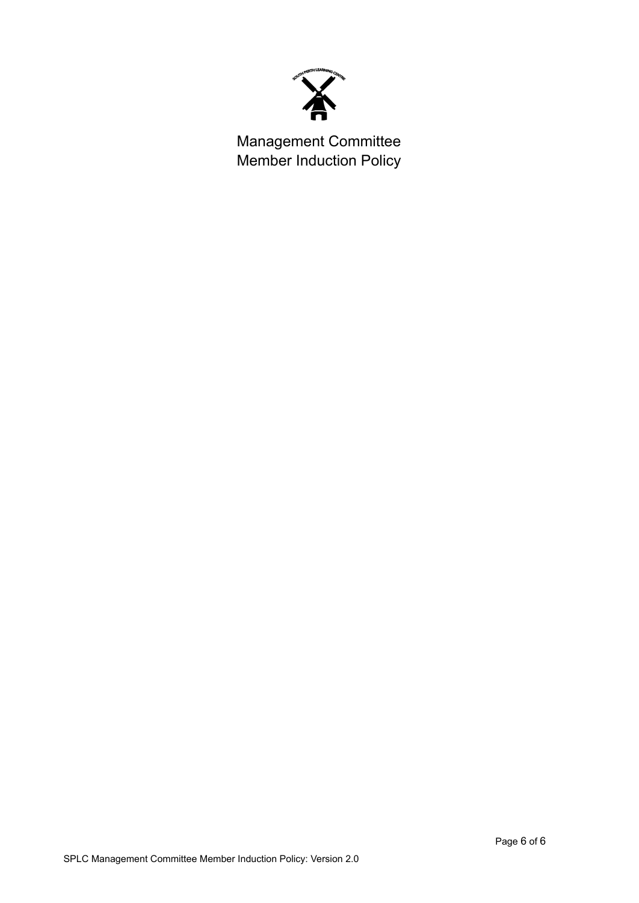Management Committee
Member Induction Policy